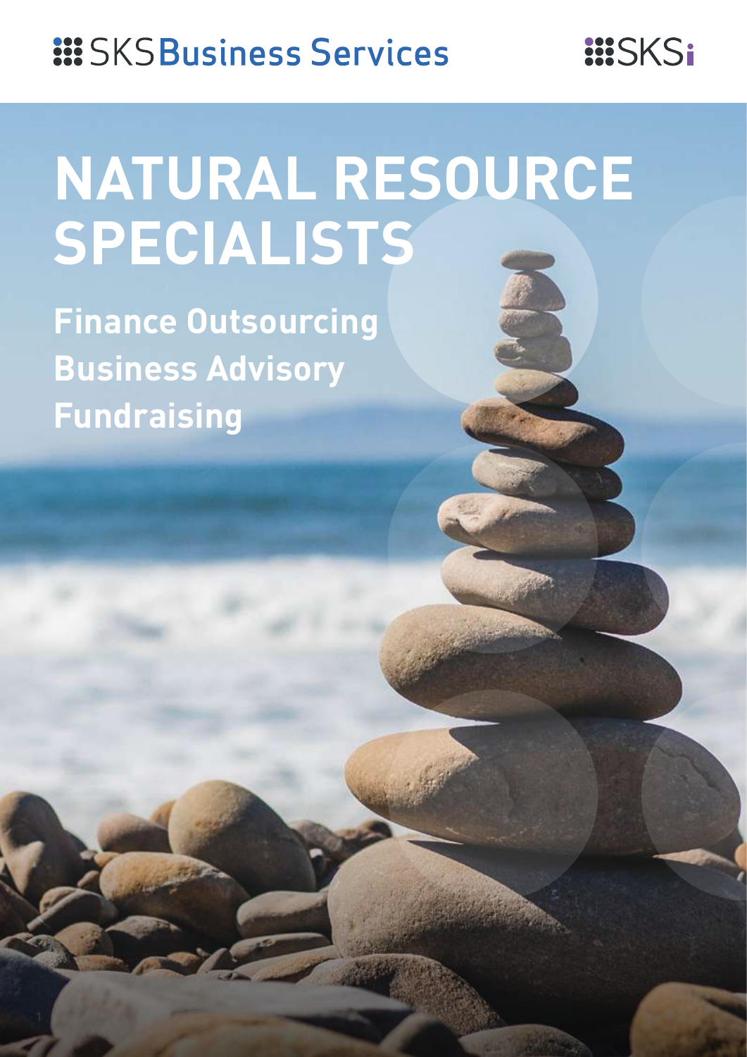SKS Business Services

SKSi

# NATURAL RESOURCE SPECIALISTS

**Finance Outsourcing**
**Business Advisory**
**Fundraising**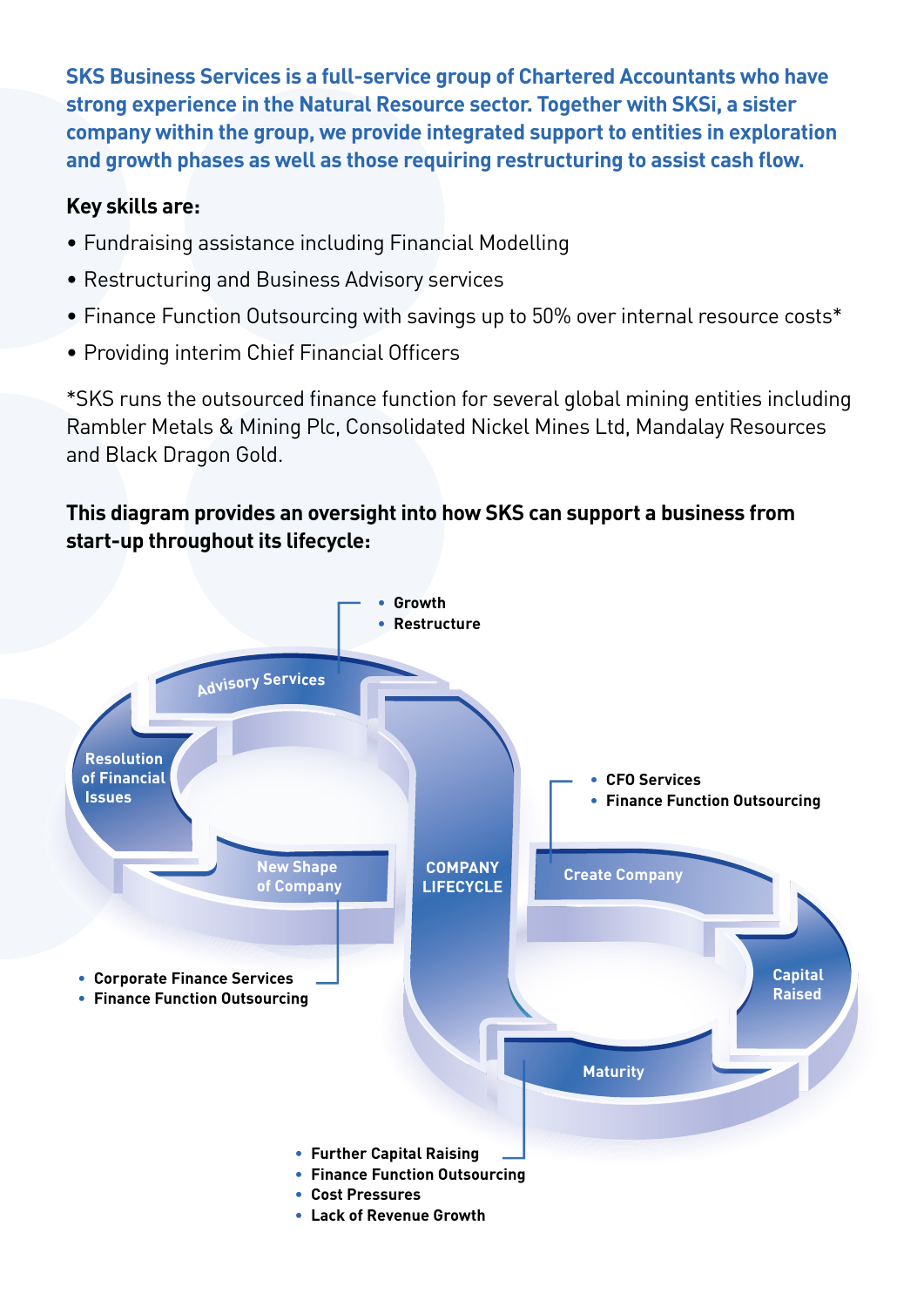**SKS Business Services is a full-service group of Chartered Accountants who have strong experience in the Natural Resource sector. Together with SKSi, a sister company within the group, we provide integrated support to entities in exploration and growth phases as well as those requiring restructuring to assist cash flow.**

**Key skills are:**

- Fundraising assistance including Financial Modelling
- Restructuring and Business Advisory services
- Finance Function Outsourcing with savings up to 50% over internal resource costs*
- Providing interim Chief Financial Officers

*SKS runs the outsourced finance function for several global mining entities including Rambler Metals & Mining Plc, Consolidated Nickel Mines Ltd, Mandalay Resources and Black Dragon Gold.

**This diagram provides an oversight into how SKS can support a business from start-up throughout its lifecycle:**

- Growth
- Restructure

Advisory Services

Resolution of Financial Issues

COMPANY LIFECYCLE

- CFO Services
- Finance Function Outsourcing

Create Company

Capital Raised

New Shape of Company

- Corporate Finance Services
- Finance Function Outsourcing

Maturity

- Further Capital Raising
- Finance Function Outsourcing
- Cost Pressures
- Lack of Revenue Growth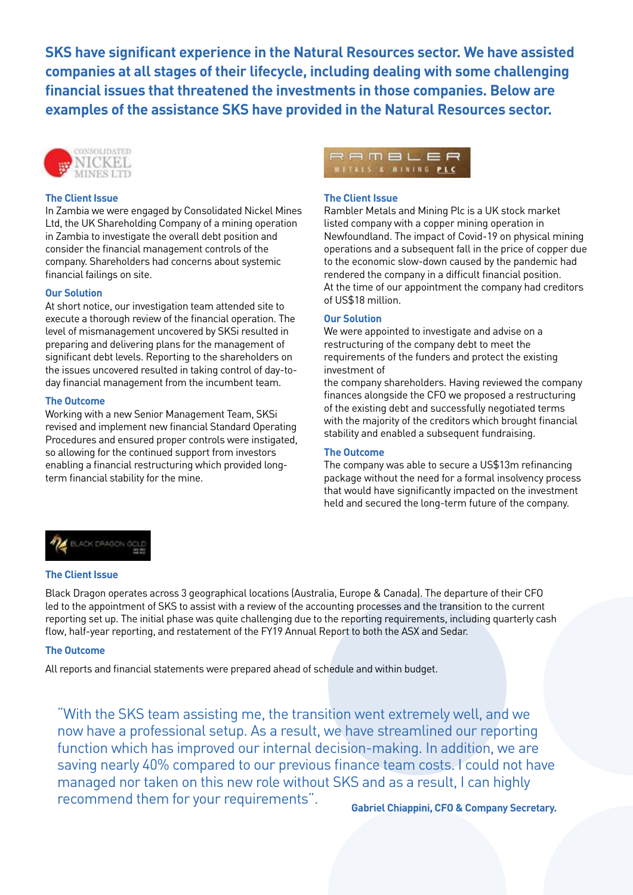**SKS have significant experience in the Natural Resources sector. We have assisted companies at all stages of their lifecycle, including dealing with some challenging financial issues that threatened the investments in those companies. Below are examples of the assistance SKS have provided in the Natural Resources sector.**

CONSOLIDATED NICKEL MINES LTD

### The Client Issue

In Zambia we were engaged by Consolidated Nickel Mines Ltd, the UK Shareholding Company of a mining operation in Zambia to investigate the overall debt position and consider the financial management controls of the company. Shareholders had concerns about systemic financial failings on site.

### Our Solution

At short notice, our investigation team attended site to execute a thorough review of the financial operation. The level of mismanagement uncovered by SKSi resulted in preparing and delivering plans for the management of significant debt levels. Reporting to the shareholders on the issues uncovered resulted in taking control of day-to-day financial management from the incumbent team.

### The Outcome

Working with a new Senior Management Team, SKSi revised and implement new financial Standard Operating Procedures and ensured proper controls were instigated, so allowing for the continued support from investors enabling a financial restructuring which provided long-term financial stability for the mine.

RAMBLER METALS & MINING PLC

### The Client Issue

Rambler Metals and Mining Plc is a UK stock market listed company with a copper mining operation in Newfoundland. The impact of Covid-19 on physical mining operations and a subsequent fall in the price of copper due to the economic slow-down caused by the pandemic had rendered the company in a difficult financial position. At the time of our appointment the company had creditors of US$18 million.

### Our Solution

We were appointed to investigate and advise on a restructuring of the company debt to meet the requirements of the funders and protect the existing investment of

the company shareholders. Having reviewed the company finances alongside the CFO we proposed a restructuring of the existing debt and successfully negotiated terms with the majority of the creditors which brought financial stability and enabled a subsequent fundraising.

### The Outcome

The company was able to secure a US$13m refinancing package without the need for a formal insolvency process that would have significantly impacted on the investment held and secured the long-term future of the company.

BLACK DRAGON GOLD

### The Client Issue

Black Dragon operates across 3 geographical locations (Australia, Europe & Canada). The departure of their CFO led to the appointment of SKS to assist with a review of the accounting processes and the transition to the current reporting set up. The initial phase was quite challenging due to the reporting requirements, including quarterly cash flow, half-year reporting, and restatement of the FY19 Annual Report to both the ASX and Sedar.

### The Outcome

All reports and financial statements were prepared ahead of schedule and within budget.

> "With the SKS team assisting me, the transition went extremely well, and we now have a professional setup. As a result, we have streamlined our reporting function which has improved our internal decision-making. In addition, we are saving nearly 40% compared to our previous finance team costs. I could not have managed nor taken on this new role without SKS and as a result, I can highly recommend them for your requirements".

**Gabriel Chiappini, CFO & Company Secretary.**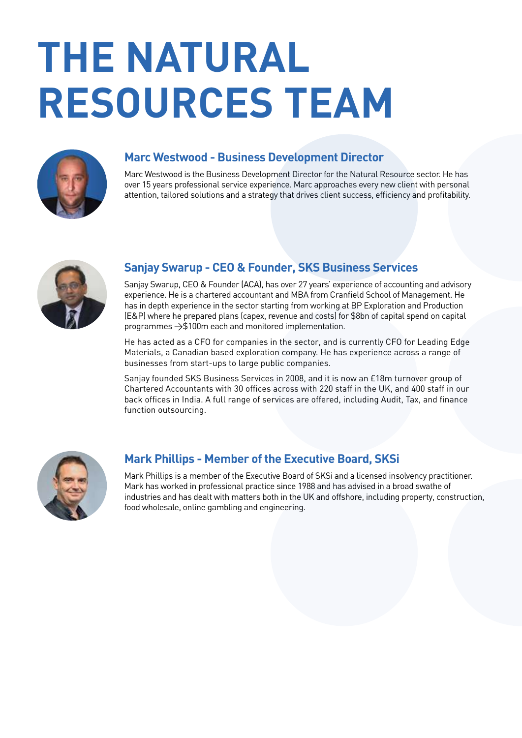# THE NATURAL RESOURCES TEAM

## Marc Westwood - Business Development Director

Marc Westwood is the Business Development Director for the Natural Resource sector. He has over 15 years professional service experience. Marc approaches every new client with personal attention, tailored solutions and a strategy that drives client success, efficiency and profitability.

## Sanjay Swarup - CEO & Founder, SKS Business Services

Sanjay Swarup, CEO & Founder (ACA), has over 27 years' experience of accounting and advisory experience. He is a chartered accountant and MBA from Cranfield School of Management. He has in depth experience in the sector starting from working at BP Exploration and Production (E&P) where he prepared plans (capex, revenue and costs) for $8bn of capital spend on capital programmes →$100m each and monitored implementation.

He has acted as a CFO for companies in the sector, and is currently CFO for Leading Edge Materials, a Canadian based exploration company. He has experience across a range of businesses from start-ups to large public companies.

Sanjay founded SKS Business Services in 2008, and it is now an £18m turnover group of Chartered Accountants with 30 offices across with 220 staff in the UK, and 400 staff in our back offices in India. A full range of services are offered, including Audit, Tax, and finance function outsourcing.

## Mark Phillips - Member of the Executive Board, SKSi

Mark Phillips is a member of the Executive Board of SKSi and a licensed insolvency practitioner. Mark has worked in professional practice since 1988 and has advised in a broad swathe of industries and has dealt with matters both in the UK and offshore, including property, construction, food wholesale, online gambling and engineering.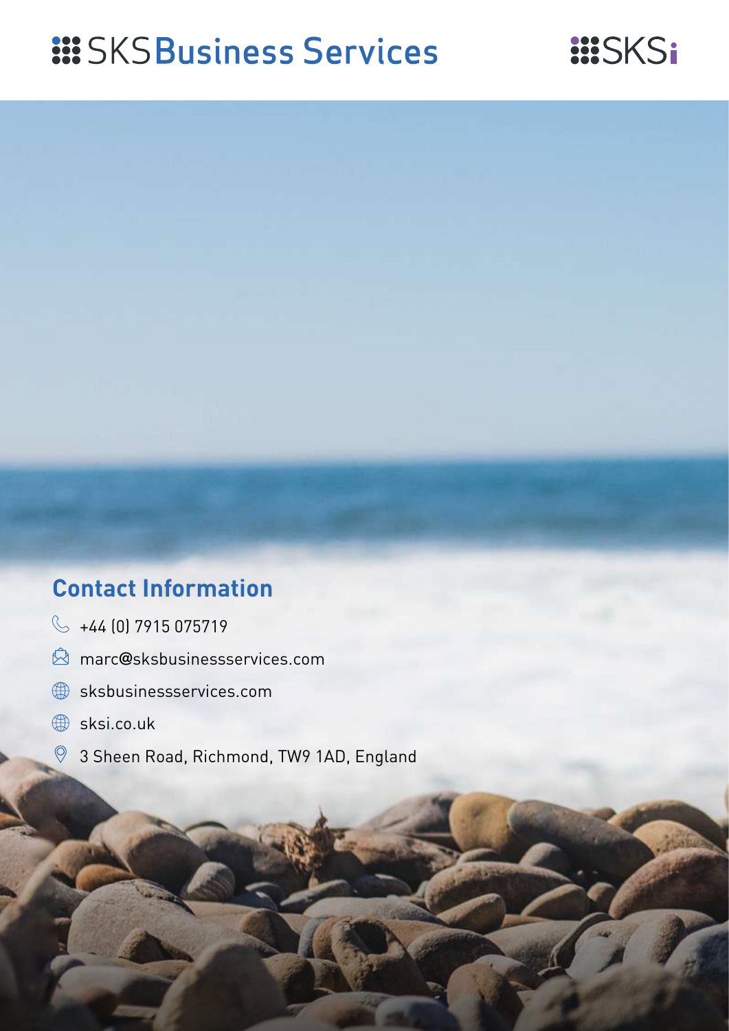# SKS Business Services

SKSi

## Contact Information

+44 (0) 7915 075719

marc@sksbusinessservices.com

sksbusinessservices.com

sksi.co.uk

3 Sheen Road, Richmond, TW9 1AD, England